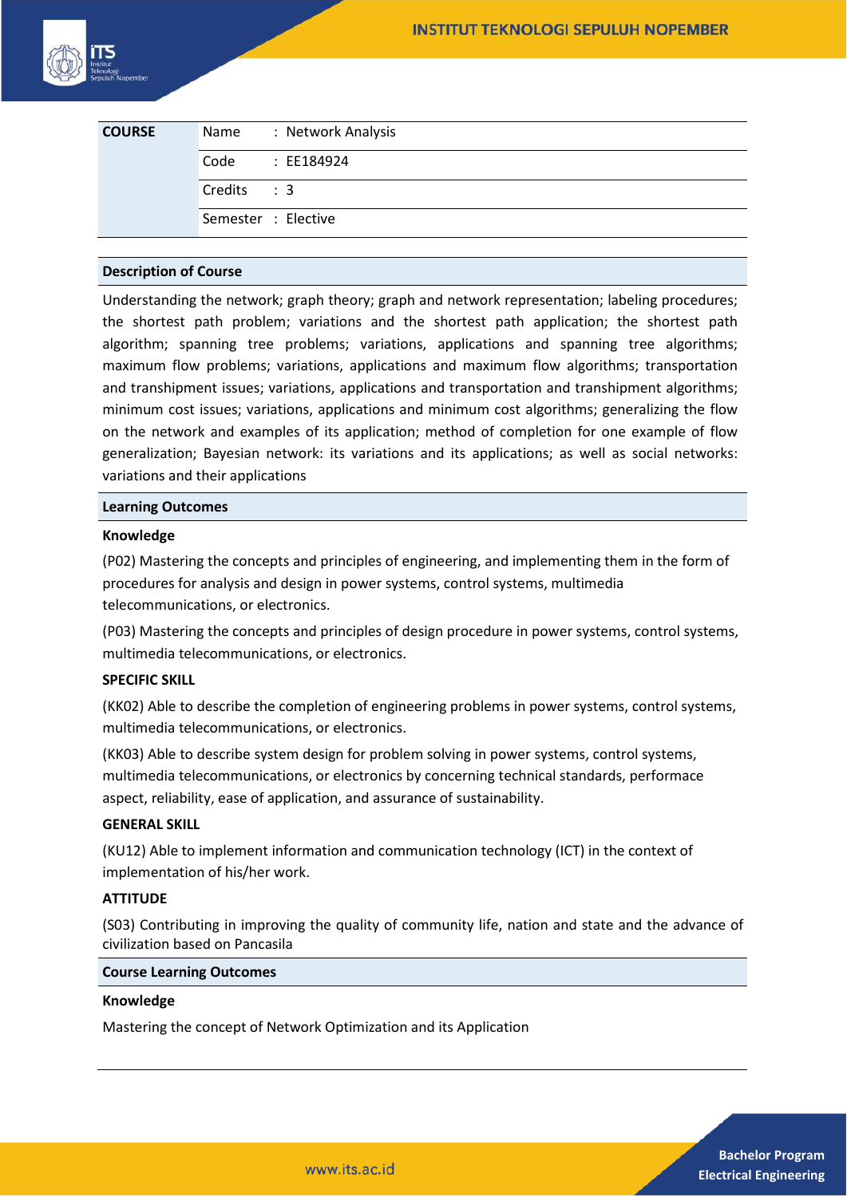| COURSE | Name | : Network Analysis |
| --- | --- | --- |
| | Code | : EE184924 |
| | Credits | : 3 |
| | Semester | : Elective |

**Description of Course**

Understanding the network; graph theory; graph and network representation; labeling procedures; the shortest path problem; variations and the shortest path application; the shortest path algorithm; spanning tree problems; variations, applications and spanning tree algorithms; maximum flow problems; variations, applications and maximum flow algorithms; transportation and transhipment issues; variations, applications and transportation and transhipment algorithms; minimum cost issues; variations, applications and minimum cost algorithms; generalizing the flow on the network and examples of its application; method of completion for one example of flow generalization; Bayesian network: its variations and its applications; as well as social networks: variations and their applications

**Learning Outcomes**

**Knowledge**

(P02) Mastering the concepts and principles of engineering, and implementing them in the form of procedures for analysis and design in power systems, control systems, multimedia telecommunications, or electronics.

(P03) Mastering the concepts and principles of design procedure in power systems, control systems, multimedia telecommunications, or electronics.

**SPECIFIC SKILL**

(KK02) Able to describe the completion of engineering problems in power systems, control systems, multimedia telecommunications, or electronics.

(KK03) Able to describe system design for problem solving in power systems, control systems, multimedia telecommunications, or electronics by concerning technical standards, performace aspect, reliability, ease of application, and assurance of sustainability.

**GENERAL SKILL**

(KU12) Able to implement information and communication technology (ICT) in the context of implementation of his/her work.

**ATTITUDE**

(S03) Contributing in improving the quality of community life, nation and state and the advance of civilization based on Pancasila

**Course Learning Outcomes**

**Knowledge**

Mastering the concept of Network Optimization and its Application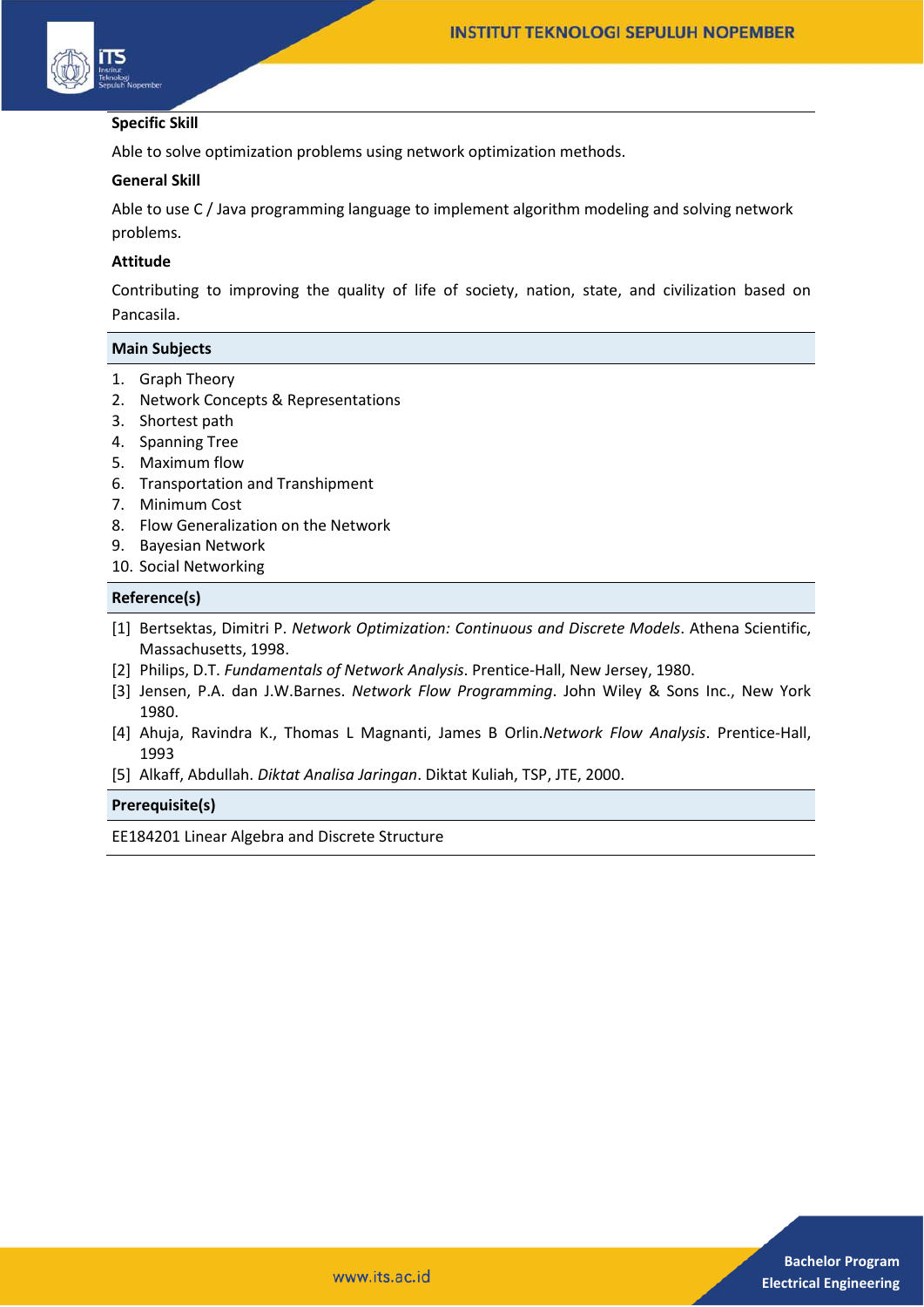**Specific Skill**

Able to solve optimization problems using network optimization methods.

**General Skill**

Able to use C / Java programming language to implement algorithm modeling and solving network problems.

**Attitude**

Contributing to improving the quality of life of society, nation, state, and civilization based on Pancasila.

## Main Subjects

1. Graph Theory
2. Network Concepts & Representations
3. Shortest path
4. Spanning Tree
5. Maximum flow
6. Transportation and Transhipment
7. Minimum Cost
8. Flow Generalization on the Network
9. Bayesian Network
10. Social Networking

## Reference(s)

[1] Bertsektas, Dimitri P. *Network Optimization: Continuous and Discrete Models*. Athena Scientific, Massachusetts, 1998.

[2] Philips, D.T. *Fundamentals of Network Analysis*. Prentice-Hall, New Jersey, 1980.

[3] Jensen, P.A. dan J.W.Barnes. *Network Flow Programming*. John Wiley & Sons Inc., New York 1980.

[4] Ahuja, Ravindra K., Thomas L Magnanti, James B Orlin.*Network Flow Analysis*. Prentice-Hall, 1993

[5] Alkaff, Abdullah. *Diktat Analisa Jaringan*. Diktat Kuliah, TSP, JTE, 2000.

## Prerequisite(s)

EE184201 Linear Algebra and Discrete Structure